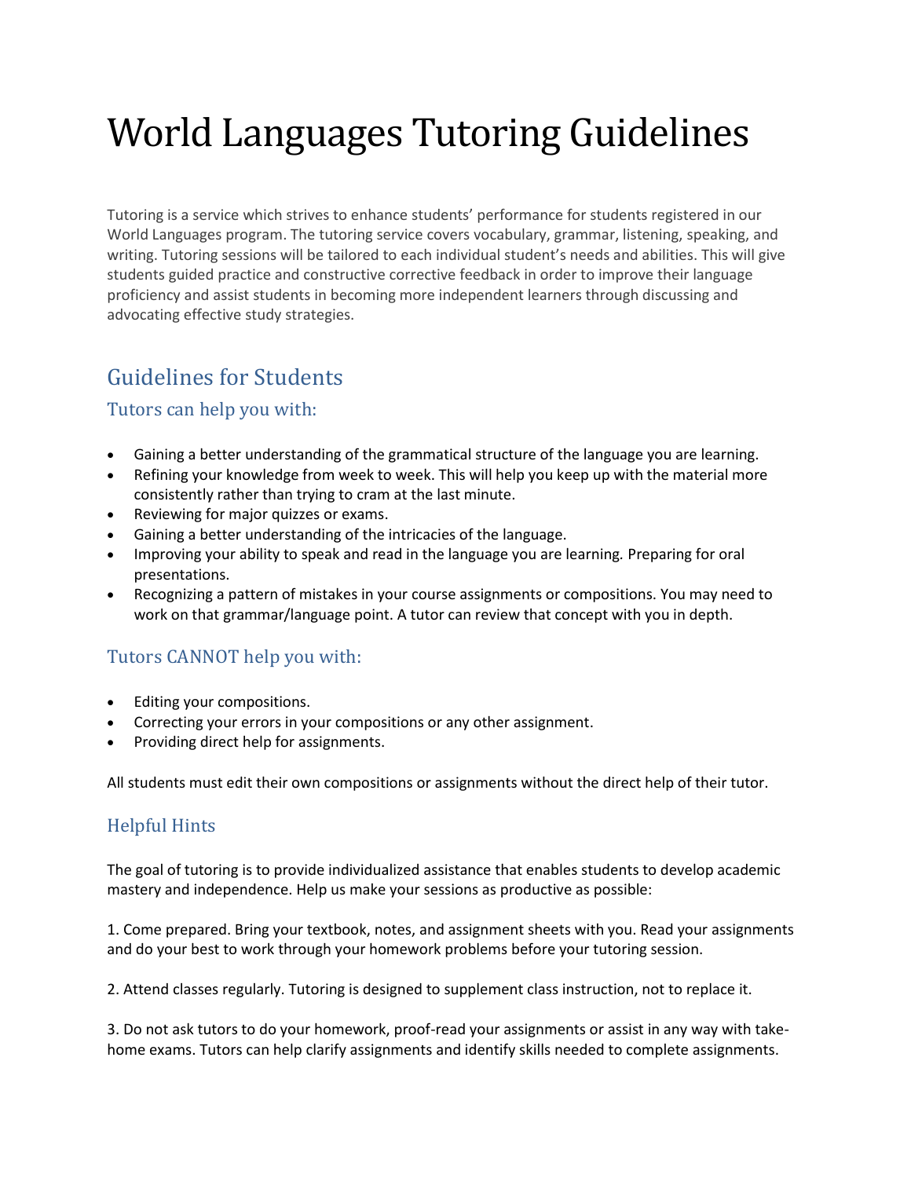# World Languages Tutoring Guidelines

Tutoring is a service which strives to enhance students' performance for students registered in our World Languages program. The tutoring service covers vocabulary, grammar, listening, speaking, and writing. Tutoring sessions will be tailored to each individual student's needs and abilities. This will give students guided practice and constructive corrective feedback in order to improve their language proficiency and assist students in becoming more independent learners through discussing and advocating effective study strategies.

## Guidelines for Students

### Tutors can help you with:

- Gaining a better understanding of the grammatical structure of the language you are learning.
- Refining your knowledge from week to week. This will help you keep up with the material more consistently rather than trying to cram at the last minute.
- Reviewing for major quizzes or exams.
- Gaining a better understanding of the intricacies of the language.
- Improving your ability to speak and read in the language you are learning. Preparing for oral presentations.
- Recognizing a pattern of mistakes in your course assignments or compositions. You may need to work on that grammar/language point. A tutor can review that concept with you in depth.

### Tutors CANNOT help you with:

- Editing your compositions.
- Correcting your errors in your compositions or any other assignment.
- Providing direct help for assignments.

All students must edit their own compositions or assignments without the direct help of their tutor.

### Helpful Hints

The goal of tutoring is to provide individualized assistance that enables students to develop academic mastery and independence. Help us make your sessions as productive as possible:

1. Come prepared. Bring your textbook, notes, and assignment sheets with you. Read your assignments and do your best to work through your homework problems before your tutoring session.

2. Attend classes regularly. Tutoring is designed to supplement class instruction, not to replace it.

3. Do not ask tutors to do your homework, proof-read your assignments or assist in any way with take-home exams. Tutors can help clarify assignments and identify skills needed to complete assignments.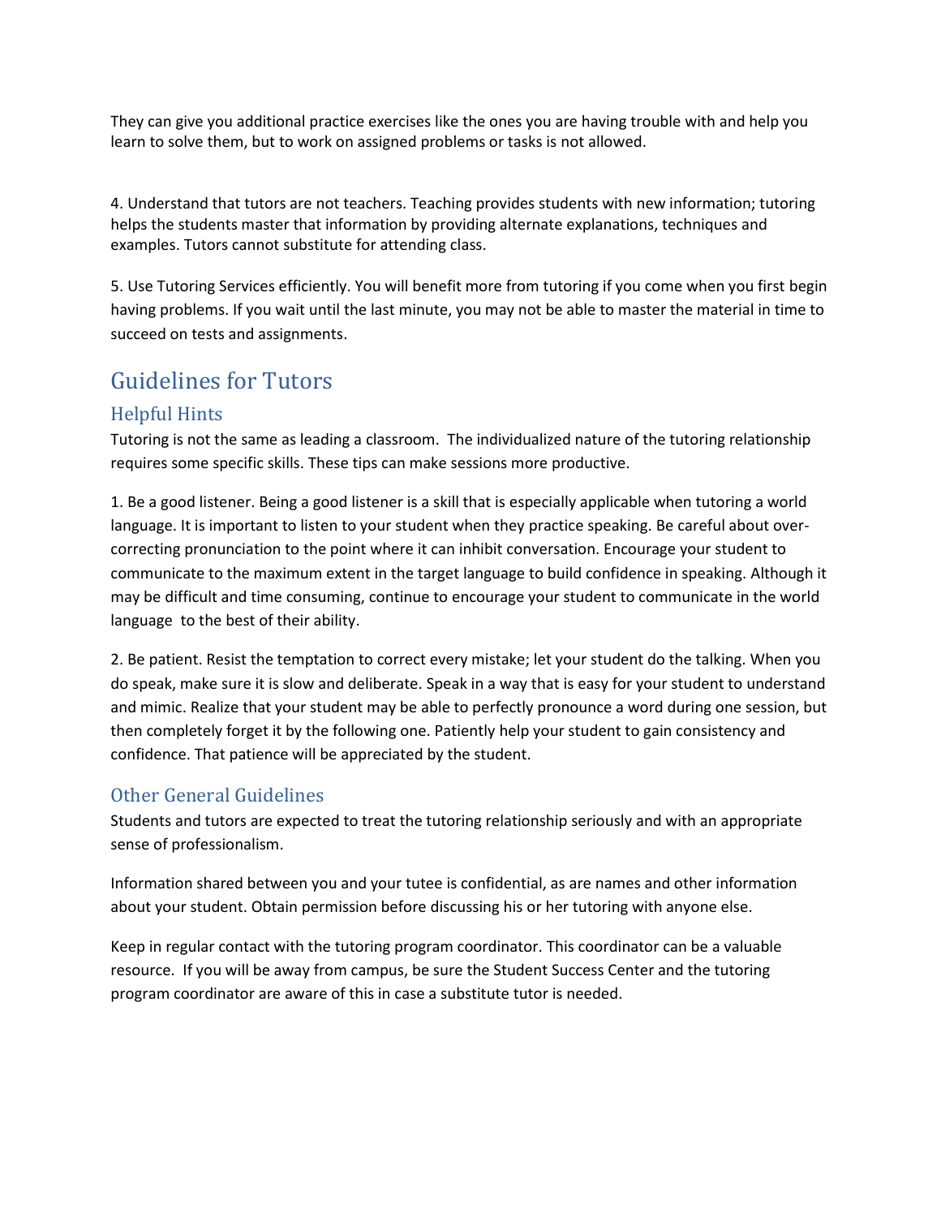They can give you additional practice exercises like the ones you are having trouble with and help you learn to solve them, but to work on assigned problems or tasks is not allowed.

4. Understand that tutors are not teachers. Teaching provides students with new information; tutoring helps the students master that information by providing alternate explanations, techniques and examples. Tutors cannot substitute for attending class.

5. Use Tutoring Services efficiently. You will benefit more from tutoring if you come when you first begin having problems. If you wait until the last minute, you may not be able to master the material in time to succeed on tests and assignments.

## Guidelines for Tutors

### Helpful Hints

Tutoring is not the same as leading a classroom. The individualized nature of the tutoring relationship requires some specific skills. These tips can make sessions more productive.

1. Be a good listener. Being a good listener is a skill that is especially applicable when tutoring a world language. It is important to listen to your student when they practice speaking. Be careful about over-correcting pronunciation to the point where it can inhibit conversation. Encourage your student to communicate to the maximum extent in the target language to build confidence in speaking. Although it may be difficult and time consuming, continue to encourage your student to communicate in the world language to the best of their ability.

2. Be patient. Resist the temptation to correct every mistake; let your student do the talking. When you do speak, make sure it is slow and deliberate. Speak in a way that is easy for your student to understand and mimic. Realize that your student may be able to perfectly pronounce a word during one session, but then completely forget it by the following one. Patiently help your student to gain consistency and confidence. That patience will be appreciated by the student.

### Other General Guidelines

Students and tutors are expected to treat the tutoring relationship seriously and with an appropriate sense of professionalism.

Information shared between you and your tutee is confidential, as are names and other information about your student. Obtain permission before discussing his or her tutoring with anyone else.

Keep in regular contact with the tutoring program coordinator. This coordinator can be a valuable resource. If you will be away from campus, be sure the Student Success Center and the tutoring program coordinator are aware of this in case a substitute tutor is needed.